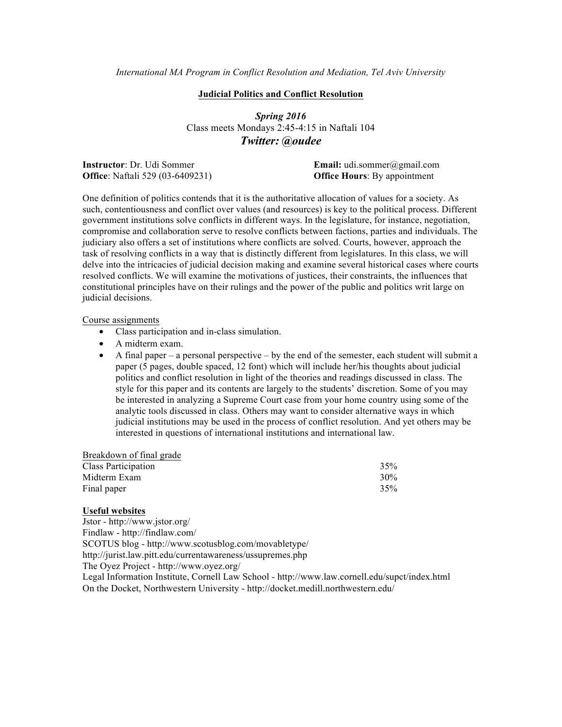*International MA Program in Conflict Resolution and Mediation, Tel Aviv University*

## Judicial Politics and Conflict Resolution

***Spring 2016***

Class meets Mondays 2:45-4:15 in Naftali 104

***Twitter: @oudee***

**Instructor**: Dr. Udi Sommer

**Office**: Naftali 529 (03-6409231)

**Email:** udi.sommer@gmail.com

**Office Hours**: By appointment

One definition of politics contends that it is the authoritative allocation of values for a society. As such, contentiousness and conflict over values (and resources) is key to the political process. Different government institutions solve conflicts in different ways. In the legislature, for instance, negotiation, compromise and collaboration serve to resolve conflicts between factions, parties and individuals. The judiciary also offers a set of institutions where conflicts are solved. Courts, however, approach the task of resolving conflicts in a way that is distinctly different from legislatures. In this class, we will delve into the intricacies of judicial decision making and examine several historical cases where courts resolved conflicts. We will examine the motivations of justices, their constraints, the influences that constitutional principles have on their rulings and the power of the public and politics writ large on judicial decisions.

Course assignments

- Class participation and in-class simulation.
- A midterm exam.
- A final paper – a personal perspective – by the end of the semester, each student will submit a paper (5 pages, double spaced, 12 font) which will include her/his thoughts about judicial politics and conflict resolution in light of the theories and readings discussed in class. The style for this paper and its contents are largely to the students' discretion. Some of you may be interested in analyzing a Supreme Court case from your home country using some of the analytic tools discussed in class. Others may want to consider alternative ways in which judicial institutions may be used in the process of conflict resolution. And yet others may be interested in questions of international institutions and international law.

| Breakdown of final grade | |
|---|---|
| Class Participation | 35% |
| Midterm Exam | 30% |
| Final paper | 35% |

**Useful websites**

Jstor - http://www.jstor.org/
Findlaw - http://findlaw.com/
SCOTUS blog - http://www.scotusblog.com/movabletype/
http://jurist.law.pitt.edu/currentawareness/ussupremes.php
The Oyez Project - http://www.oyez.org/
Legal Information Institute, Cornell Law School - http://www.law.cornell.edu/supct/index.html
On the Docket, Northwestern University - http://docket.medill.northwestern.edu/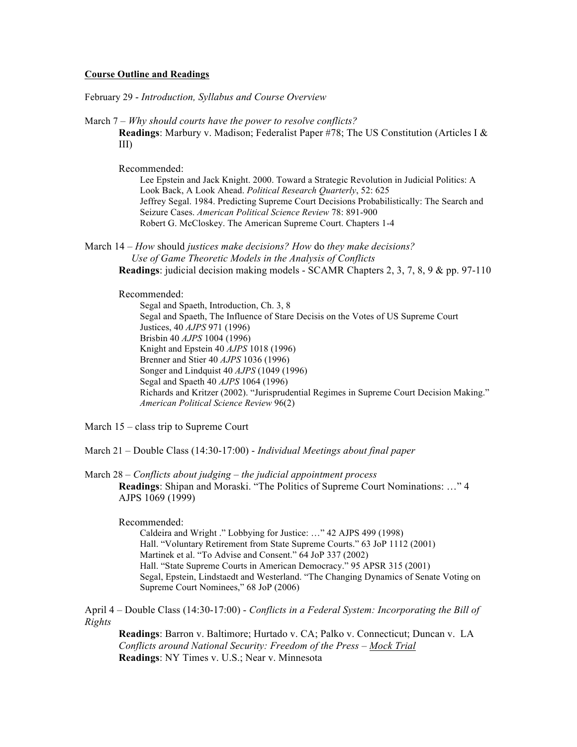**Course Outline and Readings**

February 29 - *Introduction, Syllabus and Course Overview*

March 7 – *Why should courts have the power to resolve conflicts?*
**Readings**: Marbury v. Madison; Federalist Paper #78; The US Constitution (Articles I & III)

Recommended:

- Lee Epstein and Jack Knight. 2000. Toward a Strategic Revolution in Judicial Politics: A Look Back, A Look Ahead. *Political Research Quarterly*, 52: 625
- Jeffrey Segal. 1984. Predicting Supreme Court Decisions Probabilistically: The Search and Seizure Cases. *American Political Science Review* 78: 891-900
- Robert G. McCloskey. The American Supreme Court. Chapters 1-4

March 14 – *How* should *justices make decisions? How* do *they make decisions?*
*Use of Game Theoretic Models in the Analysis of Conflicts*
**Readings**: judicial decision making models - SCAMR Chapters 2, 3, 7, 8, 9 & pp. 97-110

Recommended:

- Segal and Spaeth, Introduction, Ch. 3, 8
- Segal and Spaeth, The Influence of Stare Decisis on the Votes of US Supreme Court Justices, 40 *AJPS* 971 (1996)
- Brisbin 40 *AJPS* 1004 (1996)
- Knight and Epstein 40 *AJPS* 1018 (1996)
- Brenner and Stier 40 *AJPS* 1036 (1996)
- Songer and Lindquist 40 *AJPS* (1049 (1996)
- Segal and Spaeth 40 *AJPS* 1064 (1996)
- Richards and Kritzer (2002). "Jurisprudential Regimes in Supreme Court Decision Making." *American Political Science Review* 96(2)

March 15 – class trip to Supreme Court

March 21 – Double Class (14:30-17:00) - *Individual Meetings about final paper*

March 28 – *Conflicts about judging – the judicial appointment process*
**Readings**: Shipan and Moraski. "The Politics of Supreme Court Nominations: …" 4 AJPS 1069 (1999)

Recommended:

- Caldeira and Wright ." Lobbying for Justice: …" 42 AJPS 499 (1998)
- Hall. "Voluntary Retirement from State Supreme Courts." 63 JoP 1112 (2001)
- Martinek et al. "To Advise and Consent." 64 JoP 337 (2002)
- Hall. "State Supreme Courts in American Democracy." 95 APSR 315 (2001)
- Segal, Epstein, Lindstaedt and Westerland. "The Changing Dynamics of Senate Voting on Supreme Court Nominees," 68 JoP (2006)

April 4 – Double Class (14:30-17:00) - *Conflicts in a Federal System: Incorporating the Bill of Rights*
**Readings**: Barron v. Baltimore; Hurtado v. CA; Palko v. Connecticut; Duncan v. LA
*Conflicts around National Security: Freedom of the Press – <u>Mock Trial</u>*
**Readings**: NY Times v. U.S.; Near v. Minnesota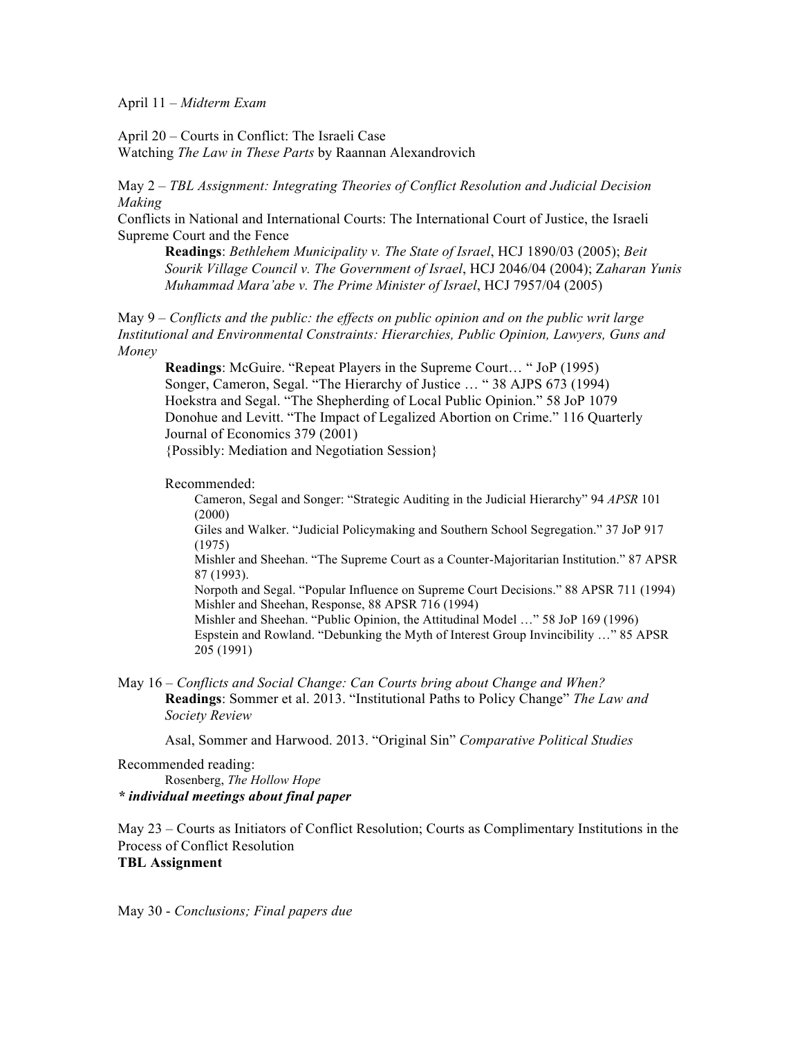April 11 – *Midterm Exam*

April 20 – Courts in Conflict: The Israeli Case
Watching *The Law in These Parts* by Raannan Alexandrovich

May 2 – *TBL Assignment: Integrating Theories of Conflict Resolution and Judicial Decision Making*
Conflicts in National and International Courts: The International Court of Justice, the Israeli Supreme Court and the Fence

> **Readings**: *Bethlehem Municipality v. The State of Israel*, HCJ 1890/03 (2005); *Beit Sourik Village Council v. The Government of Israel*, HCJ 2046/04 (2004); *Zaharan Yunis Muhammad Mara'abe v. The Prime Minister of Israel*, HCJ 7957/04 (2005)

May 9 – *Conflicts and the public: the effects on public opinion and on the public writ large Institutional and Environmental Constraints: Hierarchies, Public Opinion, Lawyers, Guns and Money*

> **Readings**: McGuire. "Repeat Players in the Supreme Court… " JoP (1995)
> Songer, Cameron, Segal. "The Hierarchy of Justice … " 38 AJPS 673 (1994)
> Hoekstra and Segal. "The Shepherding of Local Public Opinion." 58 JoP 1079
> Donohue and Levitt. "The Impact of Legalized Abortion on Crime." 116 Quarterly Journal of Economics 379 (2001)
> {Possibly: Mediation and Negotiation Session}
>
> Recommended:
>
> Cameron, Segal and Songer: "Strategic Auditing in the Judicial Hierarchy" 94 *APSR* 101 (2000)
> Giles and Walker. "Judicial Policymaking and Southern School Segregation." 37 JoP 917 (1975)
> Mishler and Sheehan. "The Supreme Court as a Counter-Majoritarian Institution." 87 APSR 87 (1993).
> Norpoth and Segal. "Popular Influence on Supreme Court Decisions." 88 APSR 711 (1994)
> Mishler and Sheehan, Response, 88 APSR 716 (1994)
> Mishler and Sheehan. "Public Opinion, the Attitudinal Model …" 58 JoP 169 (1996)
> Espstein and Rowland. "Debunking the Myth of Interest Group Invincibility …" 85 APSR 205 (1991)

May 16 – *Conflicts and Social Change: Can Courts bring about Change and When?*

> **Readings**: Sommer et al. 2013. "Institutional Paths to Policy Change" *The Law and Society Review*
>
> Asal, Sommer and Harwood. 2013. "Original Sin" *Comparative Political Studies*

Recommended reading:

> Rosenberg, *The Hollow Hope*

***\* individual meetings about final paper***

May 23 – Courts as Initiators of Conflict Resolution; Courts as Complimentary Institutions in the Process of Conflict Resolution
**TBL Assignment**

May 30 - *Conclusions; Final papers due*